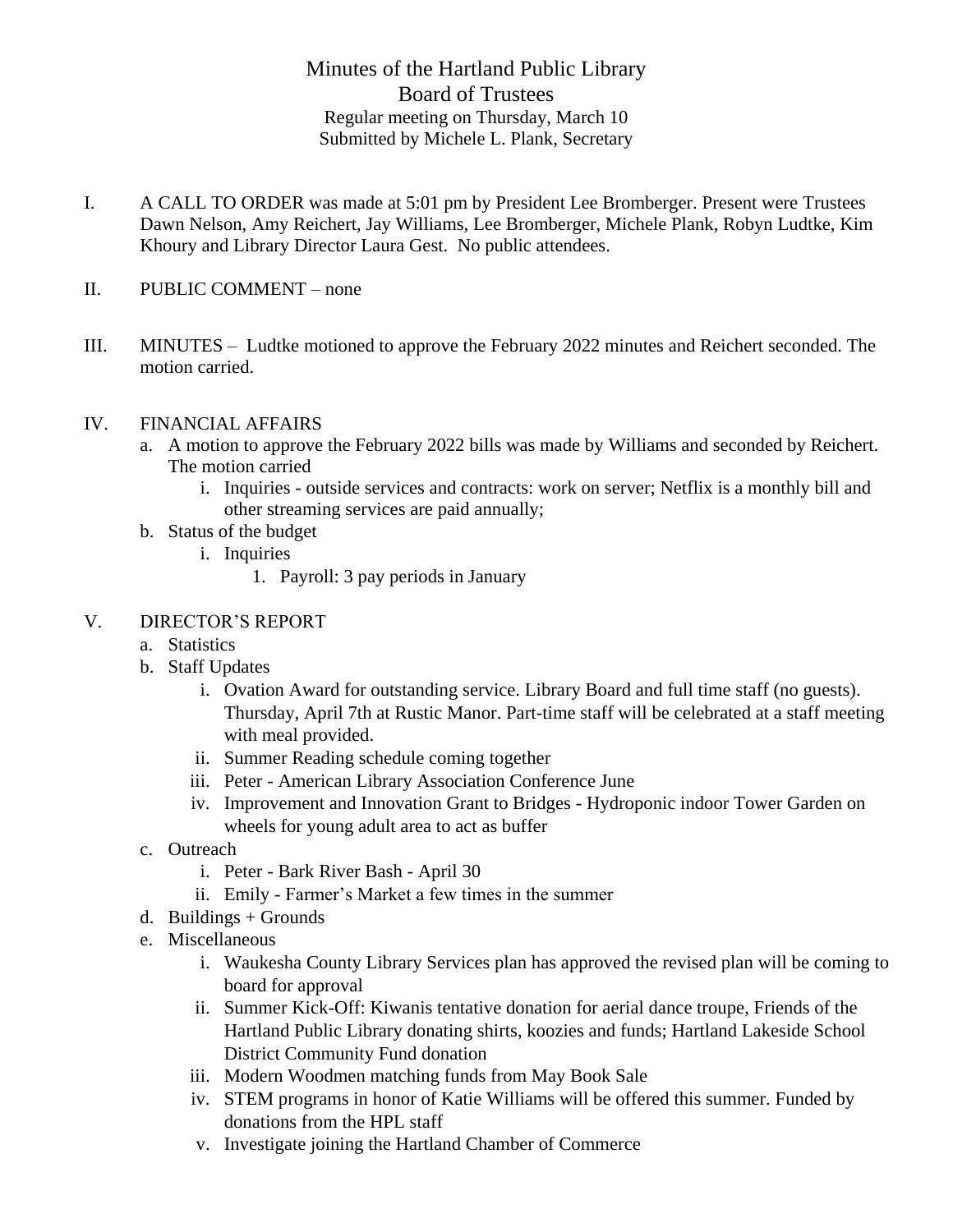# Minutes of the Hartland Public Library
# Board of Trustees

Regular meeting on Thursday, March 10
Submitted by Michele L. Plank, Secretary

I. A CALL TO ORDER was made at 5:01 pm by President Lee Bromberger. Present were Trustees Dawn Nelson, Amy Reichert, Jay Williams, Lee Bromberger, Michele Plank, Robyn Ludtke, Kim Khoury and Library Director Laura Gest. No public attendees.

II. PUBLIC COMMENT – none

III. MINUTES – Ludtke motioned to approve the February 2022 minutes and Reichert seconded. The motion carried.

IV. FINANCIAL AFFAIRS
   a. A motion to approve the February 2022 bills was made by Williams and seconded by Reichert. The motion carried
      i. Inquiries - outside services and contracts: work on server; Netflix is a monthly bill and other streaming services are paid annually;
   b. Status of the budget
      i. Inquiries
         1. Payroll: 3 pay periods in January

V. DIRECTOR'S REPORT
   a. Statistics
   b. Staff Updates
      i. Ovation Award for outstanding service. Library Board and full time staff (no guests). Thursday, April 7th at Rustic Manor. Part-time staff will be celebrated at a staff meeting with meal provided.
      ii. Summer Reading schedule coming together
      iii. Peter - American Library Association Conference June
      iv. Improvement and Innovation Grant to Bridges - Hydroponic indoor Tower Garden on wheels for young adult area to act as buffer
   c. Outreach
      i. Peter - Bark River Bash - April 30
      ii. Emily - Farmer's Market a few times in the summer
   d. Buildings + Grounds
   e. Miscellaneous
      i. Waukesha County Library Services plan has approved the revised plan will be coming to board for approval
      ii. Summer Kick-Off: Kiwanis tentative donation for aerial dance troupe, Friends of the Hartland Public Library donating shirts, koozies and funds; Hartland Lakeside School District Community Fund donation
      iii. Modern Woodmen matching funds from May Book Sale
      iv. STEM programs in honor of Katie Williams will be offered this summer. Funded by donations from the HPL staff
      v. Investigate joining the Hartland Chamber of Commerce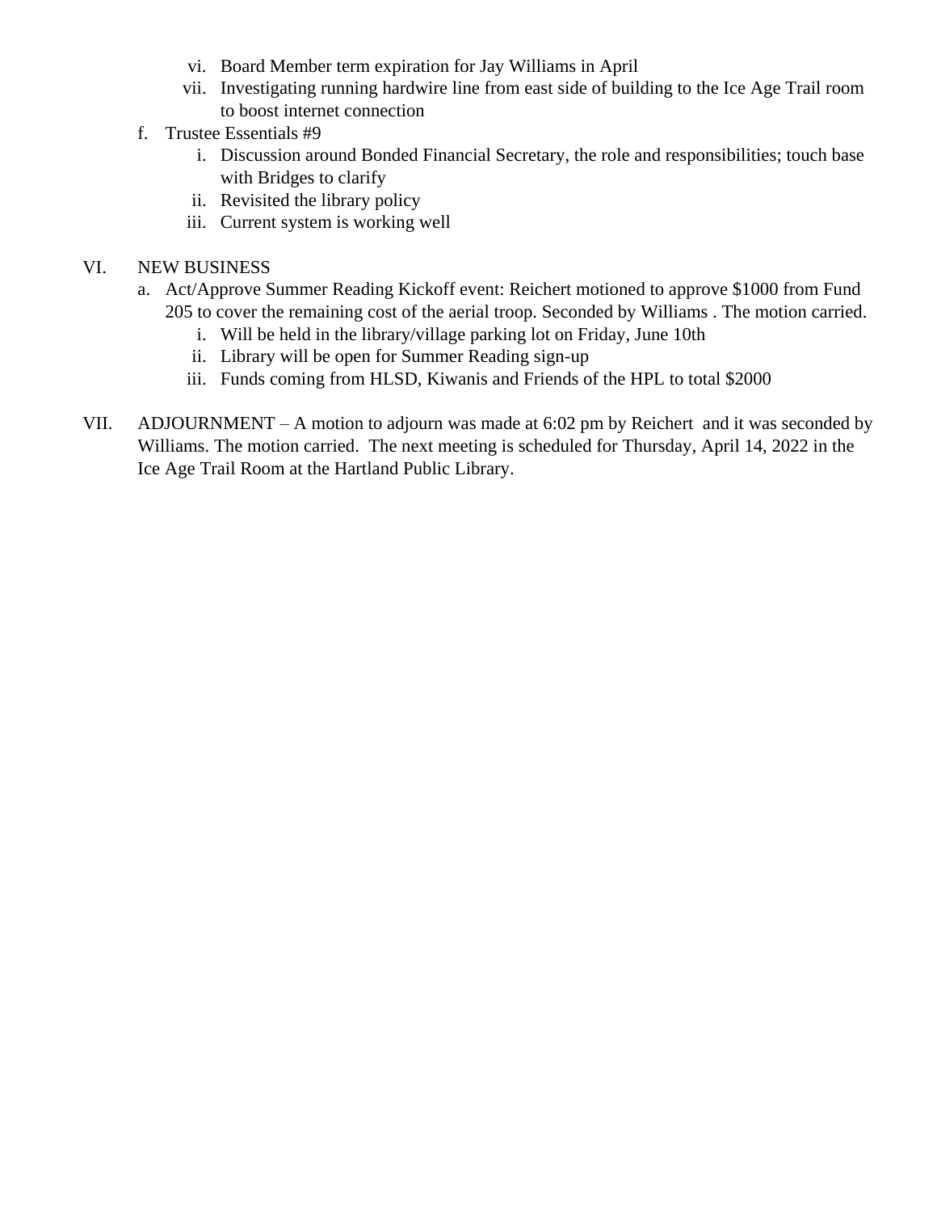- vi. Board Member term expiration for Jay Williams in April
   - vii. Investigating running hardwire line from east side of building to the Ice Age Trail room to boost internet connection
- f. Trustee Essentials #9
   - i. Discussion around Bonded Financial Secretary, the role and responsibilities; touch base with Bridges to clarify
   - ii. Revisited the library policy
   - iii. Current system is working well

VI. NEW BUSINESS

- a. Act/Approve Summer Reading Kickoff event: Reichert motioned to approve $1000 from Fund 205 to cover the remaining cost of the aerial troop. Seconded by Williams . The motion carried.
   - i. Will be held in the library/village parking lot on Friday, June 10th
   - ii. Library will be open for Summer Reading sign-up
   - iii. Funds coming from HLSD, Kiwanis and Friends of the HPL to total $2000

VII. ADJOURNMENT – A motion to adjourn was made at 6:02 pm by Reichert and it was seconded by Williams. The motion carried. The next meeting is scheduled for Thursday, April 14, 2022 in the Ice Age Trail Room at the Hartland Public Library.